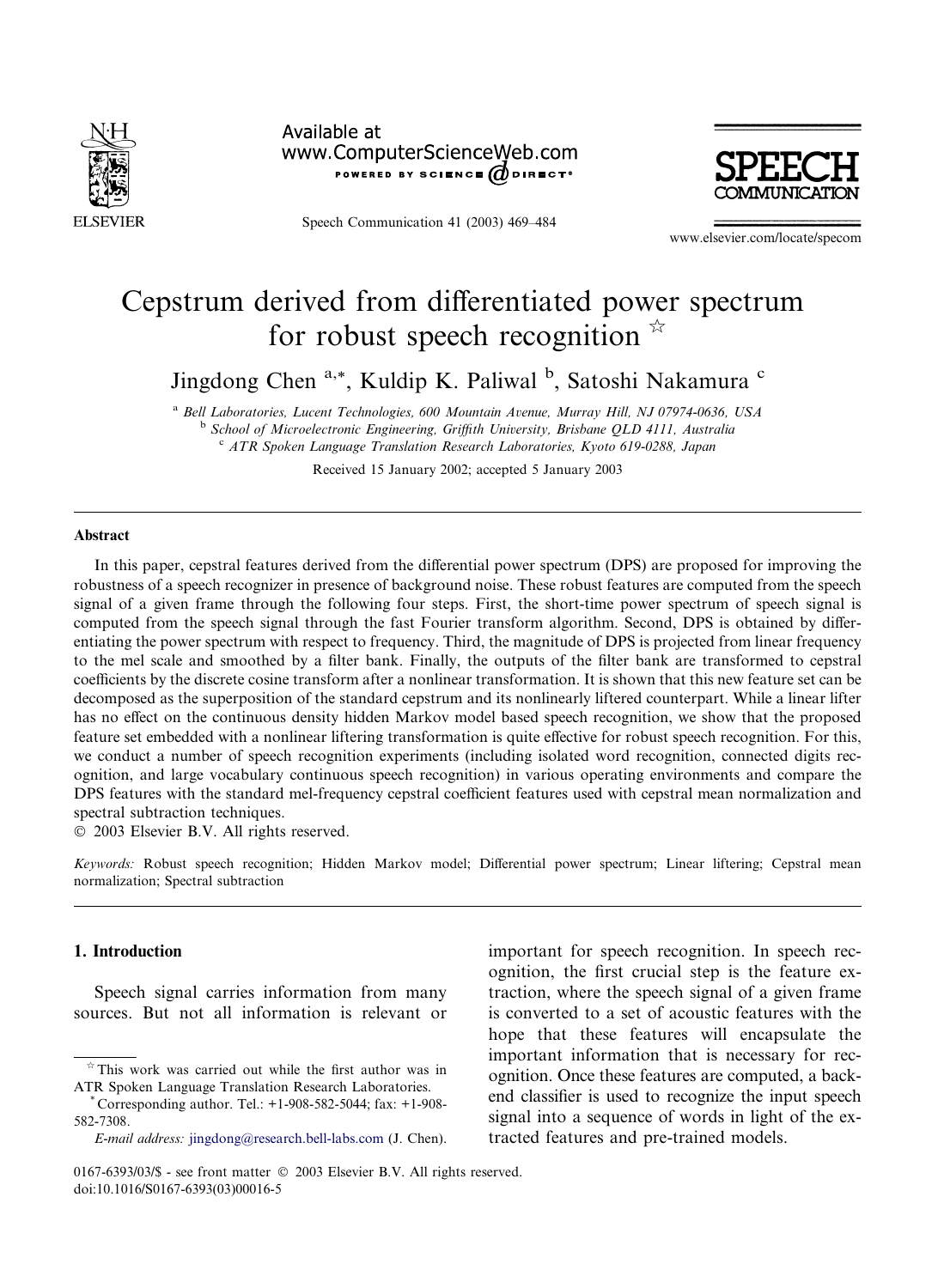# Cepstrum derived from differentiated power spectrum for robust speech recognition ☆

Jingdong Chen [a,*], Kuldip K. Paliwal [b], Satoshi Nakamura [c]

[a] Bell Laboratories, Lucent Technologies, 600 Mountain Avenue, Murray Hill, NJ 07974-0636, USA
[b] School of Microelectronic Engineering, Griffith University, Brisbane QLD 4111, Australia
[c] ATR Spoken Language Translation Research Laboratories, Kyoto 619-0288, Japan

Received 15 January 2002; accepted 5 January 2003

## Abstract

In this paper, cepstral features derived from the differential power spectrum (DPS) are proposed for improving the robustness of a speech recognizer in presence of background noise. These robust features are computed from the speech signal of a given frame through the following four steps. First, the short-time power spectrum of speech signal is computed from the speech signal through the fast Fourier transform algorithm. Second, DPS is obtained by differentiating the power spectrum with respect to frequency. Third, the magnitude of DPS is projected from linear frequency to the mel scale and smoothed by a filter bank. Finally, the outputs of the filter bank are transformed to cepstral coefficients by the discrete cosine transform after a nonlinear transformation. It is shown that this new feature set can be decomposed as the superposition of the standard cepstrum and its nonlinearly liftered counterpart. While a linear lifter has no effect on the continuous density hidden Markov model based speech recognition, we show that the proposed feature set embedded with a nonlinear liftering transformation is quite effective for robust speech recognition. For this, we conduct a number of speech recognition experiments (including isolated word recognition, connected digits recognition, and large vocabulary continuous speech recognition) in various operating environments and compare the DPS features with the standard mel-frequency cepstral coefficient features used with cepstral mean normalization and spectral subtraction techniques.

© 2003 Elsevier B.V. All rights reserved.

*Keywords:* Robust speech recognition; Hidden Markov model; Differential power spectrum; Linear liftering; Cepstral mean normalization; Spectral subtraction

## 1. Introduction

Speech signal carries information from many sources. But not all information is relevant or important for speech recognition. In speech recognition, the first crucial step is the feature extraction, where the speech signal of a given frame is converted to a set of acoustic features with the hope that these features will encapsulate the important information that is necessary for recognition. Once these features are computed, a backend classifier is used to recognize the input speech signal into a sequence of words in light of the extracted features and pre-trained models.

☆ This work was carried out while the first author was in ATR Spoken Language Translation Research Laboratories.

\* Corresponding author. Tel.: +1-908-582-5044; fax: +1-908-582-7308.

*E-mail address:* jingdong@research.bell-labs.com (J. Chen).

0167-6393/03/$ - see front matter © 2003 Elsevier B.V. All rights reserved.
doi:10.1016/S0167-6393(03)00016-5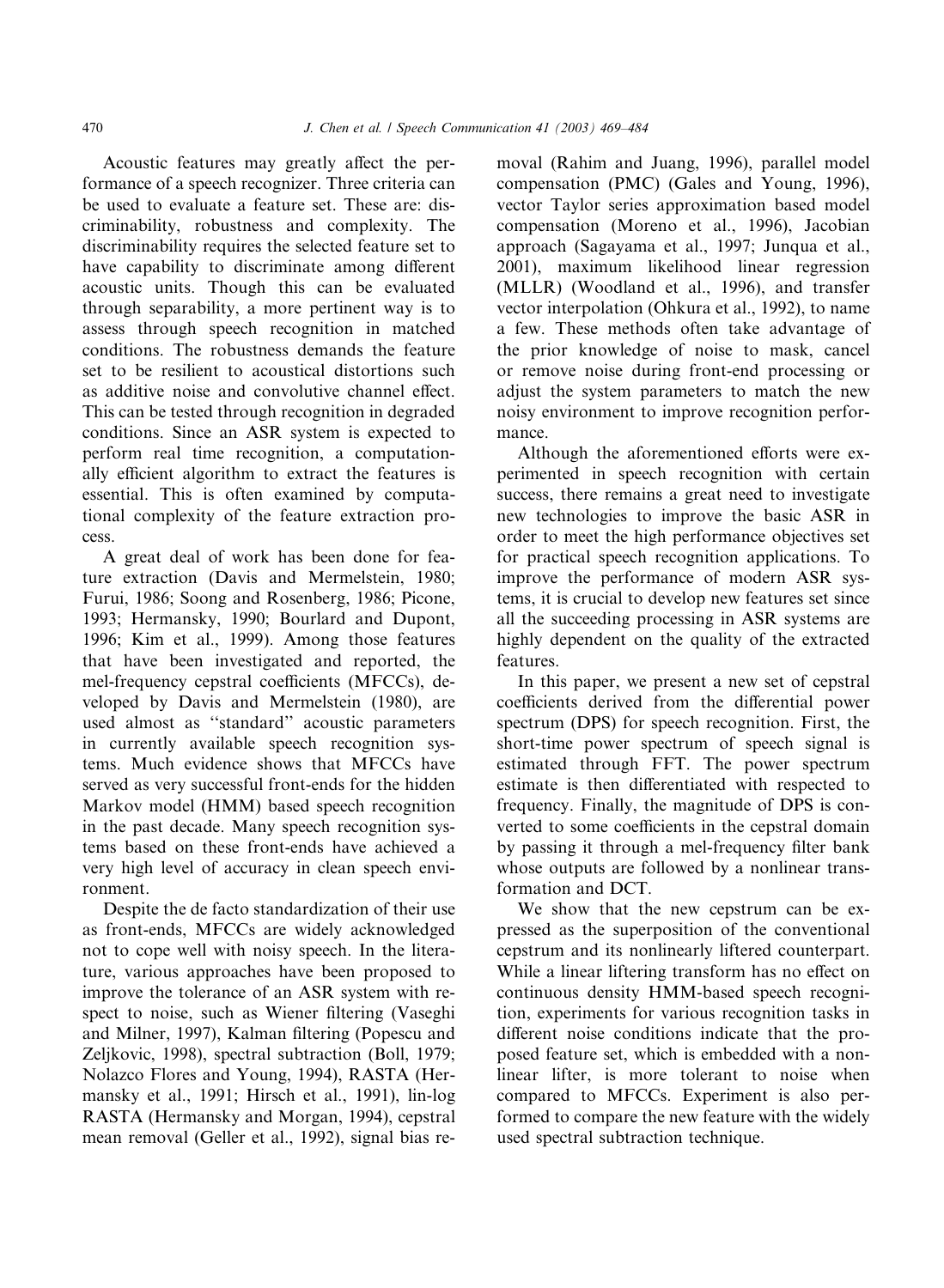Acoustic features may greatly affect the performance of a speech recognizer. Three criteria can be used to evaluate a feature set. These are: discriminability, robustness and complexity. The discriminability requires the selected feature set to have capability to discriminate among different acoustic units. Though this can be evaluated through separability, a more pertinent way is to assess through speech recognition in matched conditions. The robustness demands the feature set to be resilient to acoustical distortions such as additive noise and convolutive channel effect. This can be tested through recognition in degraded conditions. Since an ASR system is expected to perform real time recognition, a computationally efficient algorithm to extract the features is essential. This is often examined by computational complexity of the feature extraction process.

A great deal of work has been done for feature extraction (Davis and Mermelstein, 1980; Furui, 1986; Soong and Rosenberg, 1986; Picone, 1993; Hermansky, 1990; Bourlard and Dupont, 1996; Kim et al., 1999). Among those features that have been investigated and reported, the mel-frequency cepstral coefficients (MFCCs), developed by Davis and Mermelstein (1980), are used almost as "standard" acoustic parameters in currently available speech recognition systems. Much evidence shows that MFCCs have served as very successful front-ends for the hidden Markov model (HMM) based speech recognition in the past decade. Many speech recognition systems based on these front-ends have achieved a very high level of accuracy in clean speech environment.

Despite the de facto standardization of their use as front-ends, MFCCs are widely acknowledged not to cope well with noisy speech. In the literature, various approaches have been proposed to improve the tolerance of an ASR system with respect to noise, such as Wiener filtering (Vaseghi and Milner, 1997), Kalman filtering (Popescu and Zeljkovic, 1998), spectral subtraction (Boll, 1979; Nolazco Flores and Young, 1994), RASTA (Hermansky et al., 1991; Hirsch et al., 1991), lin-log RASTA (Hermansky and Morgan, 1994), cepstral mean removal (Geller et al., 1992), signal bias removal (Rahim and Juang, 1996), parallel model compensation (PMC) (Gales and Young, 1996), vector Taylor series approximation based model compensation (Moreno et al., 1996), Jacobian approach (Sagayama et al., 1997; Junqua et al., 2001), maximum likelihood linear regression (MLLR) (Woodland et al., 1996), and transfer vector interpolation (Ohkura et al., 1992), to name a few. These methods often take advantage of the prior knowledge of noise to mask, cancel or remove noise during front-end processing or adjust the system parameters to match the new noisy environment to improve recognition performance.

Although the aforementioned efforts were experimented in speech recognition with certain success, there remains a great need to investigate new technologies to improve the basic ASR in order to meet the high performance objectives set for practical speech recognition applications. To improve the performance of modern ASR systems, it is crucial to develop new features set since all the succeeding processing in ASR systems are highly dependent on the quality of the extracted features.

In this paper, we present a new set of cepstral coefficients derived from the differential power spectrum (DPS) for speech recognition. First, the short-time power spectrum of speech signal is estimated through FFT. The power spectrum estimate is then differentiated with respected to frequency. Finally, the magnitude of DPS is converted to some coefficients in the cepstral domain by passing it through a mel-frequency filter bank whose outputs are followed by a nonlinear transformation and DCT.

We show that the new cepstrum can be expressed as the superposition of the conventional cepstrum and its nonlinearly liftered counterpart. While a linear liftering transform has no effect on continuous density HMM-based speech recognition, experiments for various recognition tasks in different noise conditions indicate that the proposed feature set, which is embedded with a nonlinear lifter, is more tolerant to noise when compared to MFCCs. Experiment is also performed to compare the new feature with the widely used spectral subtraction technique.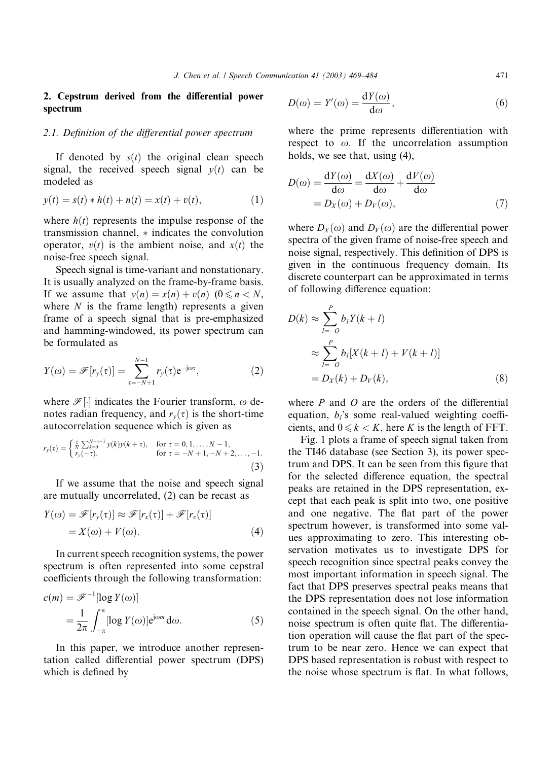## 2. Cepstrum derived from the differential power spectrum

### 2.1. Definition of the differential power spectrum

If denoted by $s(t)$ the original clean speech signal, the received speech signal $y(t)$ can be modeled as

$$y(t) = s(t) * h(t) + n(t) = x(t) + v(t), \tag{1}$$

where $h(t)$ represents the impulse response of the transmission channel, $*$ indicates the convolution operator, $v(t)$ is the ambient noise, and $x(t)$ the noise-free speech signal.

Speech signal is time-variant and nonstationary. It is usually analyzed on the frame-by-frame basis. If we assume that $y(n) = x(n) + v(n)$ $(0 \leqslant n < N$, where $N$ is the frame length) represents a given frame of a speech signal that is pre-emphasized and hamming-windowed, its power spectrum can be formulated as

$$Y(\omega) = \mathscr{F}[r_y(\tau)] = \sum_{\tau=-N+1}^{N-1} r_y(\tau) \mathrm{e}^{-\mathrm{j}\omega\tau}, \tag{2}$$

where $\mathscr{F}[\cdot]$ indicates the Fourier transform, $\omega$ denotes radian frequency, and $r_y(\tau)$ is the short-time autocorrelation sequence which is given as

$$r_y(\tau) = \begin{cases} \frac{1}{N}\sum_{k=0}^{N-\tau-1} y(k)y(k+\tau), & \text{for } \tau = 0, 1, \ldots, N-1, \\ r_y(-\tau), & \text{for } \tau = -N+1, -N+2, \ldots, -1. \end{cases} \tag{3}$$

If we assume that the noise and speech signal are mutually uncorrelated, (2) can be recast as

$$\begin{aligned} Y(\omega) &= \mathscr{F}[r_y(\tau)] \approx \mathscr{F}[r_x(\tau)] + \mathscr{F}[r_v(\tau)] \\ &= X(\omega) + V(\omega). \end{aligned} \tag{4}$$

In current speech recognition systems, the power spectrum is often represented into some cepstral coefficients through the following transformation:

$$\begin{aligned} c(m) &= \mathscr{F}^{-1}[\log Y(\omega)] \\ &= \frac{1}{2\pi} \int_{-\pi}^{\pi} [\log Y(\omega)] \mathrm{e}^{\mathrm{j}\omega m} \, \mathrm{d}\omega. \end{aligned} \tag{5}$$

In this paper, we introduce another representation called differential power spectrum (DPS) which is defined by

$$D(\omega) = Y'(\omega) = \frac{\mathrm{d}Y(\omega)}{\mathrm{d}\omega}, \tag{6}$$

where the prime represents differentiation with respect to $\omega$. If the uncorrelation assumption holds, we see that, using (4),

$$\begin{aligned} D(\omega) &= \frac{\mathrm{d}Y(\omega)}{\mathrm{d}\omega} = \frac{\mathrm{d}X(\omega)}{\mathrm{d}\omega} + \frac{\mathrm{d}V(\omega)}{\mathrm{d}\omega} \\ &= D_X(\omega) + D_V(\omega), \end{aligned} \tag{7}$$

where $D_X(\omega)$ and $D_V(\omega)$ are the differential power spectra of the given frame of noise-free speech and noise signal, respectively. This definition of DPS is given in the continuous frequency domain. Its discrete counterpart can be approximated in terms of following difference equation:

$$\begin{aligned} D(k) &\approx \sum_{l=-O}^{P} b_l Y(k+l) \\ &\approx \sum_{l=-O}^{P} b_l [X(k+l) + V(k+l)] \\ &= D_X(k) + D_V(k), \end{aligned} \tag{8}$$

where $P$ and $O$ are the orders of the differential equation, $b_l$'s some real-valued weighting coefficients, and $0 \leqslant k < K$, here $K$ is the length of FFT.

Fig. 1 plots a frame of speech signal taken from the TI46 database (see Section 3), its power spectrum and DPS. It can be seen from this figure that for the selected difference equation, the spectral peaks are retained in the DPS representation, except that each peak is split into two, one positive and one negative. The flat part of the power spectrum however, is transformed into some values approximating to zero. This interesting observation motivates us to investigate DPS for speech recognition since spectral peaks convey the most important information in speech signal. The fact that DPS preserves spectral peaks means that the DPS representation does not lose information contained in the speech signal. On the other hand, noise spectrum is often quite flat. The differentiation operation will cause the flat part of the spectrum to be near zero. Hence we can expect that DPS based representation is robust with respect to the noise whose spectrum is flat. In what follows,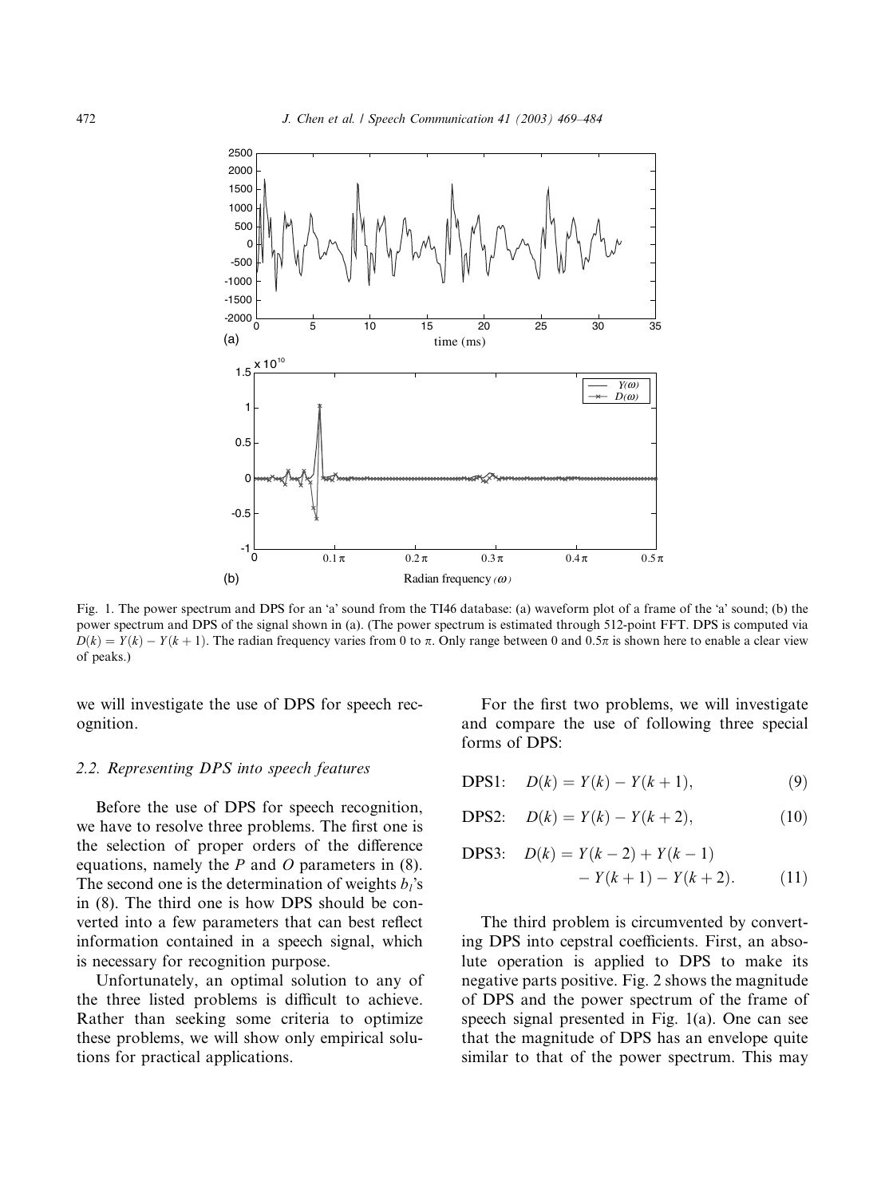Fig. 1. The power spectrum and DPS for an 'a' sound from the TI46 database: (a) waveform plot of a frame of the 'a' sound; (b) the power spectrum and DPS of the signal shown in (a). (The power spectrum is estimated through 512-point FFT. DPS is computed via $D(k) = Y(k) - Y(k+1)$. The radian frequency varies from 0 to $\pi$. Only range between 0 and $0.5\pi$ is shown here to enable a clear view of peaks.)

we will investigate the use of DPS for speech recognition.

### 2.2. Representing DPS into speech features

Before the use of DPS for speech recognition, we have to resolve three problems. The first one is the selection of proper orders of the difference equations, namely the $P$ and $O$ parameters in (8). The second one is the determination of weights $b_l$'s in (8). The third one is how DPS should be converted into a few parameters that can best reflect information contained in a speech signal, which is necessary for recognition purpose.

Unfortunately, an optimal solution to any of the three listed problems is difficult to achieve. Rather than seeking some criteria to optimize these problems, we will show only empirical solutions for practical applications.

For the first two problems, we will investigate and compare the use of following three special forms of DPS:

$$\text{DPS1:} \quad D(k) = Y(k) - Y(k+1), \tag{9}$$

$$\text{DPS2:} \quad D(k) = Y(k) - Y(k+2), \tag{10}$$

$$\text{DPS3:} \quad D(k) = Y(k-2) + Y(k-1) - Y(k+1) - Y(k+2). \tag{11}$$

The third problem is circumvented by converting DPS into cepstral coefficients. First, an absolute operation is applied to DPS to make its negative parts positive. Fig. 2 shows the magnitude of DPS and the power spectrum of the frame of speech signal presented in Fig. 1(a). One can see that the magnitude of DPS has an envelope quite similar to that of the power spectrum. This may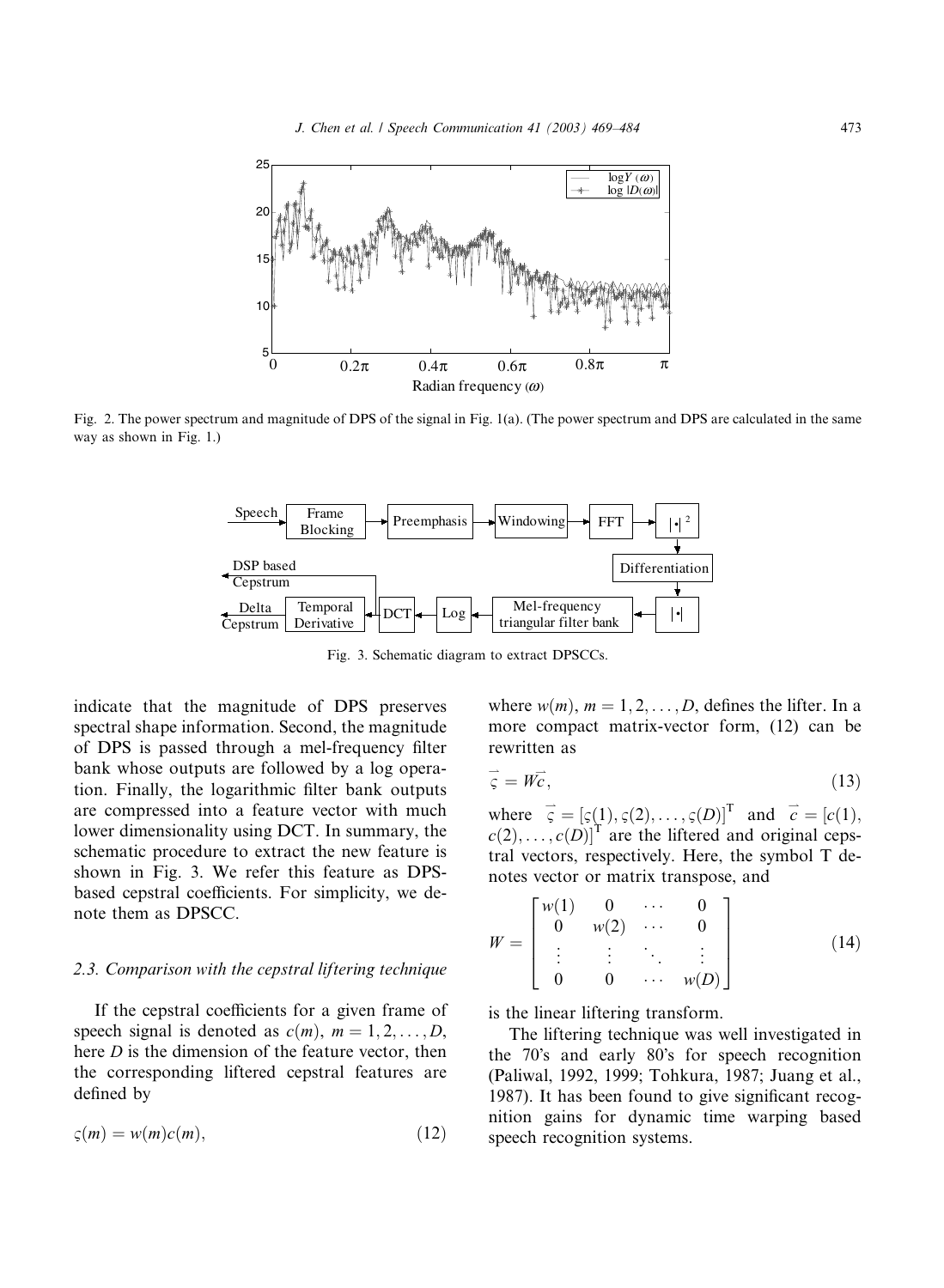Fig. 2. The power spectrum and magnitude of DPS of the signal in Fig. 1(a). (The power spectrum and DPS are calculated in the same way as shown in Fig. 1.)

Fig. 3. Schematic diagram to extract DPSCCs.

indicate that the magnitude of DPS preserves spectral shape information. Second, the magnitude of DPS is passed through a mel-frequency filter bank whose outputs are followed by a log operation. Finally, the logarithmic filter bank outputs are compressed into a feature vector with much lower dimensionality using DCT. In summary, the schematic procedure to extract the new feature is shown in Fig. 3. We refer this feature as DPS-based cepstral coefficients. For simplicity, we denote them as DPSCC.

### 2.3. Comparison with the cepstral liftering technique

If the cepstral coefficients for a given frame of speech signal is denoted as $c(m)$, $m = 1, 2, \ldots, D$, here $D$ is the dimension of the feature vector, then the corresponding liftered cepstral features are defined by

$$\varsigma(m) = w(m)c(m), \tag{12}$$

where $w(m)$, $m = 1, 2, \ldots, D$, defines the lifter. In a more compact matrix-vector form, (12) can be rewritten as

$$\vec{\varsigma} = W\vec{c}, \tag{13}$$

where $\vec{\varsigma} = [\varsigma(1), \varsigma(2), \ldots, \varsigma(D)]^{\mathrm{T}}$ and $\vec{c} = [c(1), c(2), \ldots, c(D)]^{\mathrm{T}}$ are the liftered and original cepstral vectors, respectively. Here, the symbol T denotes vector or matrix transpose, and

$$W = \begin{bmatrix} w(1) & 0 & \cdots & 0 \\ 0 & w(2) & \cdots & 0 \\ \vdots & \vdots & \ddots & \vdots \\ 0 & 0 & \cdots & w(D) \end{bmatrix} \tag{14}$$

is the linear liftering transform.

The liftering technique was well investigated in the 70's and early 80's for speech recognition (Paliwal, 1992, 1999; Tohkura, 1987; Juang et al., 1987). It has been found to give significant recognition gains for dynamic time warping based speech recognition systems.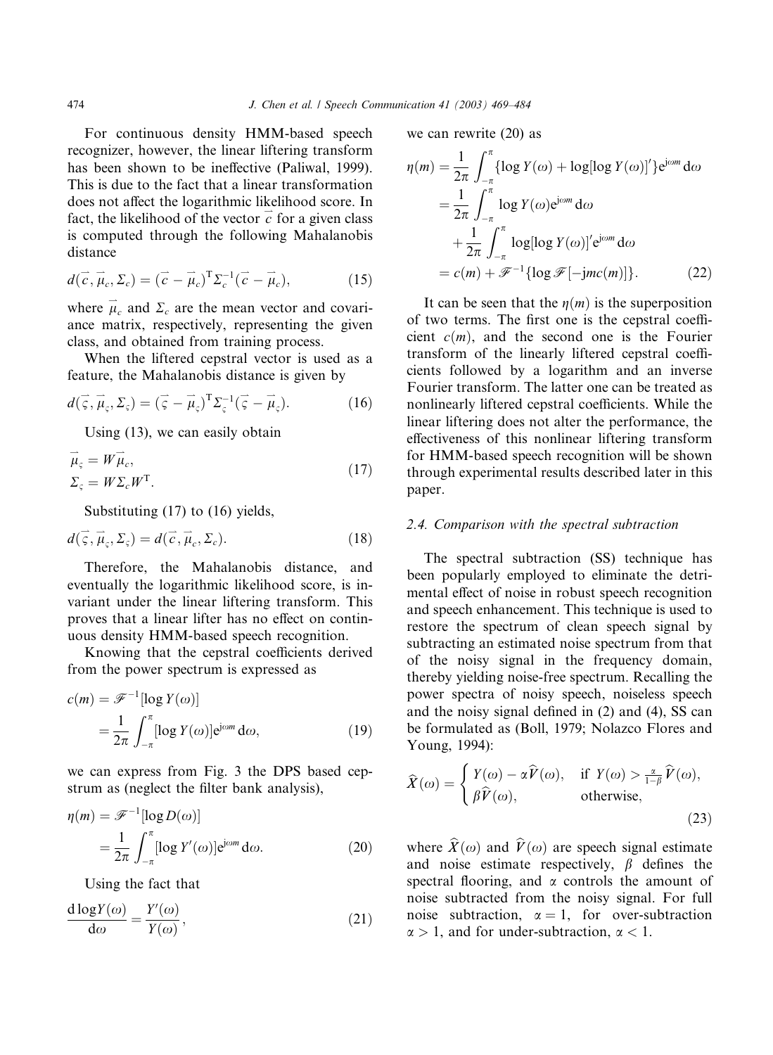For continuous density HMM-based speech recognizer, however, the linear liftering transform has been shown to be ineffective (Paliwal, 1999). This is due to the fact that a linear transformation does not affect the logarithmic likelihood score. In fact, the likelihood of the vector $\vec{c}$ for a given class is computed through the following Mahalanobis distance

$$d(\vec{c}, \vec{\mu}_c, \Sigma_c) = (\vec{c} - \vec{\mu}_c)^{\mathrm{T}} \Sigma_c^{-1} (\vec{c} - \vec{\mu}_c), \tag{15}$$

where $\vec{\mu}_c$ and $\Sigma_c$ are the mean vector and covariance matrix, respectively, representing the given class, and obtained from training process.

When the liftered cepstral vector is used as a feature, the Mahalanobis distance is given by

$$d(\vec{\varsigma}, \vec{\mu}_\varsigma, \Sigma_\varsigma) = (\vec{\varsigma} - \vec{\mu}_\varsigma)^{\mathrm{T}} \Sigma_\varsigma^{-1} (\vec{\varsigma} - \vec{\mu}_\varsigma). \tag{16}$$

Using (13), we can easily obtain

$$\begin{aligned} \vec{\mu}_\varsigma &= W\vec{\mu}_c, \\ \Sigma_\varsigma &= W\Sigma_c W^{\mathrm{T}}. \end{aligned} \tag{17}$$

Substituting (17) to (16) yields,

$$d(\vec{\varsigma}, \vec{\mu}_\varsigma, \Sigma_\varsigma) = d(\vec{c}, \vec{\mu}_c, \Sigma_c). \tag{18}$$

Therefore, the Mahalanobis distance, and eventually the logarithmic likelihood score, is invariant under the linear liftering transform. This proves that a linear lifter has no effect on continuous density HMM-based speech recognition.

Knowing that the cepstral coefficients derived from the power spectrum is expressed as

$$\begin{aligned} c(m) &= \mathscr{F}^{-1}[\log Y(\omega)] \\ &= \frac{1}{2\pi} \int_{-\pi}^{\pi} [\log Y(\omega)] \mathrm{e}^{\mathrm{j}\omega m} \, \mathrm{d}\omega, \end{aligned} \tag{19}$$

we can express from Fig. 3 the DPS based cepstrum as (neglect the filter bank analysis),

$$\begin{aligned} \eta(m) &= \mathscr{F}^{-1}[\log D(\omega)] \\ &= \frac{1}{2\pi} \int_{-\pi}^{\pi} [\log Y'(\omega)] \mathrm{e}^{\mathrm{j}\omega m} \, \mathrm{d}\omega. \end{aligned} \tag{20}$$

Using the fact that

$$\frac{\mathrm{d} \log Y(\omega)}{\mathrm{d}\omega} = \frac{Y'(\omega)}{Y(\omega)}, \tag{21}$$

we can rewrite (20) as

$$\begin{aligned} \eta(m) &= \frac{1}{2\pi} \int_{-\pi}^{\pi} \{\log Y(\omega) + \log[\log Y(\omega)]'\} \mathrm{e}^{\mathrm{j}\omega m} \, \mathrm{d}\omega \\ &= \frac{1}{2\pi} \int_{-\pi}^{\pi} \log Y(\omega) \mathrm{e}^{\mathrm{j}\omega m} \, \mathrm{d}\omega \\ &\quad + \frac{1}{2\pi} \int_{-\pi}^{\pi} \log[\log Y(\omega)]' \mathrm{e}^{\mathrm{j}\omega m} \, \mathrm{d}\omega \\ &= c(m) + \mathscr{F}^{-1}\{\log \mathscr{F}[-\mathrm{j}mc(m)]\}. \end{aligned} \tag{22}$$

It can be seen that the $\eta(m)$ is the superposition of two terms. The first one is the cepstral coefficient $c(m)$, and the second one is the Fourier transform of the linearly liftered cepstral coefficients followed by a logarithm and an inverse Fourier transform. The latter one can be treated as nonlinearly liftered cepstral coefficients. While the linear liftering does not alter the performance, the effectiveness of this nonlinear liftering transform for HMM-based speech recognition will be shown through experimental results described later in this paper.

### 2.4. Comparison with the spectral subtraction

The spectral subtraction (SS) technique has been popularly employed to eliminate the detrimental effect of noise in robust speech recognition and speech enhancement. This technique is used to restore the spectrum of clean speech signal by subtracting an estimated noise spectrum from that of the noisy signal in the frequency domain, thereby yielding noise-free spectrum. Recalling the power spectra of noisy speech, noiseless speech and the noisy signal defined in (2) and (4), SS can be formulated as (Boll, 1979; Nolazco Flores and Young, 1994):

$$\widehat{X}(\omega) = \begin{cases} Y(\omega) - \alpha \widehat{V}(\omega), & \text{if } Y(\omega) > \frac{\alpha}{1-\beta} \widehat{V}(\omega), \\ \beta \widehat{V}(\omega), & \text{otherwise}, \end{cases} \tag{23}$$

where $\widehat{X}(\omega)$ and $\widehat{V}(\omega)$ are speech signal estimate and noise estimate respectively, $\beta$ defines the spectral flooring, and $\alpha$ controls the amount of noise subtracted from the noisy signal. For full noise subtraction, $\alpha = 1$, for over-subtraction $\alpha > 1$, and for under-subtraction, $\alpha < 1$.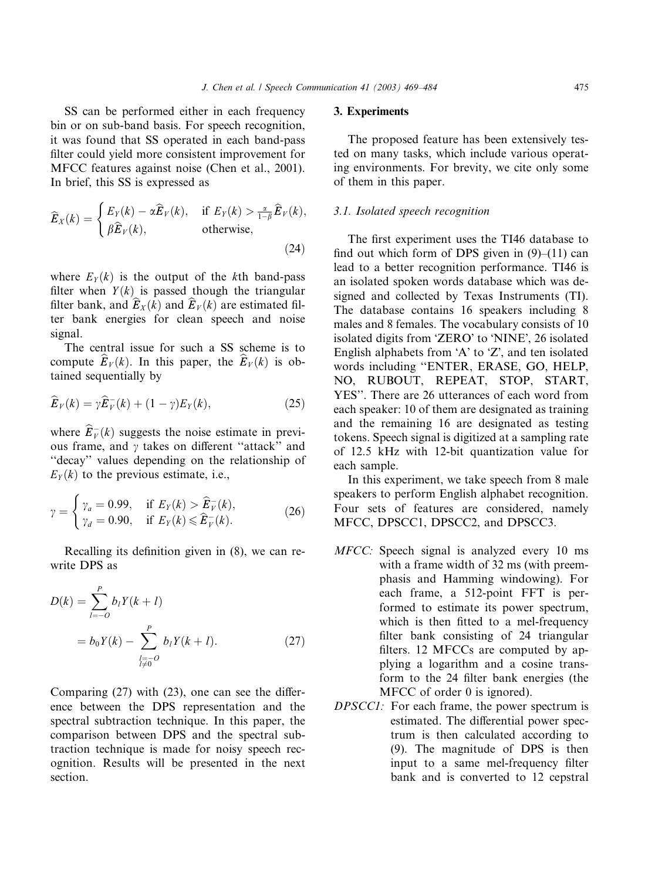SS can be performed either in each frequency bin or on sub-band basis. For speech recognition, it was found that SS operated in each band-pass filter could yield more consistent improvement for MFCC features against noise (Chen et al., 2001). In brief, this SS is expressed as

$$\widehat{E}_X(k) = \begin{cases} E_Y(k) - \alpha \widehat{E}_V(k), & \text{if } E_Y(k) > \frac{\alpha}{1-\beta} \widehat{E}_V(k), \\ \beta \widehat{E}_V(k), & \text{otherwise}, \end{cases} \tag{24}$$

where $E_Y(k)$ is the output of the $k$th band-pass filter when $Y(k)$ is passed though the triangular filter bank, and $\widehat{E}_X(k)$ and $\widehat{E}_V(k)$ are estimated filter bank energies for clean speech and noise signal.

The central issue for such a SS scheme is to compute $\widehat{E}_V(k)$. In this paper, the $\widehat{E}_V(k)$ is obtained sequentially by

$$\widehat{E}_V(k) = \gamma \widehat{E}_V^-(k) + (1-\gamma) E_Y(k), \tag{25}$$

where $\widehat{E}_V^-(k)$ suggests the noise estimate in previous frame, and $\gamma$ takes on different "attack" and "decay" values depending on the relationship of $E_Y(k)$ to the previous estimate, i.e.,

$$\gamma = \begin{cases} \gamma_a = 0.99, & \text{if } E_Y(k) > \widehat{E}_V^-(k), \\ \gamma_d = 0.90, & \text{if } E_Y(k) \leqslant \widehat{E}_V^-(k). \end{cases} \tag{26}$$

Recalling its definition given in (8), we can rewrite DPS as

$$D(k) = \sum_{l=-O}^{P} b_l Y(k+l) = b_0 Y(k) - \sum_{\substack{l=-O \\ l \neq 0}}^{P} b_l Y(k+l). \tag{27}$$

Comparing (27) with (23), one can see the difference between the DPS representation and the spectral subtraction technique. In this paper, the comparison between DPS and the spectral subtraction technique is made for noisy speech recognition. Results will be presented in the next section.

## 3. Experiments

The proposed feature has been extensively tested on many tasks, which include various operating environments. For brevity, we cite only some of them in this paper.

### 3.1. Isolated speech recognition

The first experiment uses the TI46 database to find out which form of DPS given in (9)–(11) can lead to a better recognition performance. TI46 is an isolated spoken words database which was designed and collected by Texas Instruments (TI). The database contains 16 speakers including 8 males and 8 females. The vocabulary consists of 10 isolated digits from 'ZERO' to 'NINE', 26 isolated English alphabets from 'A' to 'Z', and ten isolated words including "ENTER, ERASE, GO, HELP, NO, RUBOUT, REPEAT, STOP, START, YES". There are 26 utterances of each word from each speaker: 10 of them are designated as training and the remaining 16 are designated as testing tokens. Speech signal is digitized at a sampling rate of 12.5 kHz with 12-bit quantization value for each sample.

In this experiment, we take speech from 8 male speakers to perform English alphabet recognition. Four sets of features are considered, namely MFCC, DPSCC1, DPSCC2, and DPSCC3.

- *MFCC:* Speech signal is analyzed every 10 ms with a frame width of 32 ms (with preemphasis and Hamming windowing). For each frame, a 512-point FFT is performed to estimate its power spectrum, which is then fitted to a mel-frequency filter bank consisting of 24 triangular filters. 12 MFCCs are computed by applying a logarithm and a cosine transform to the 24 filter bank energies (the MFCC of order 0 is ignored).
- *DPSCC1:* For each frame, the power spectrum is estimated. The differential power spectrum is then calculated according to (9). The magnitude of DPS is then input to a same mel-frequency filter bank and is converted to 12 cepstral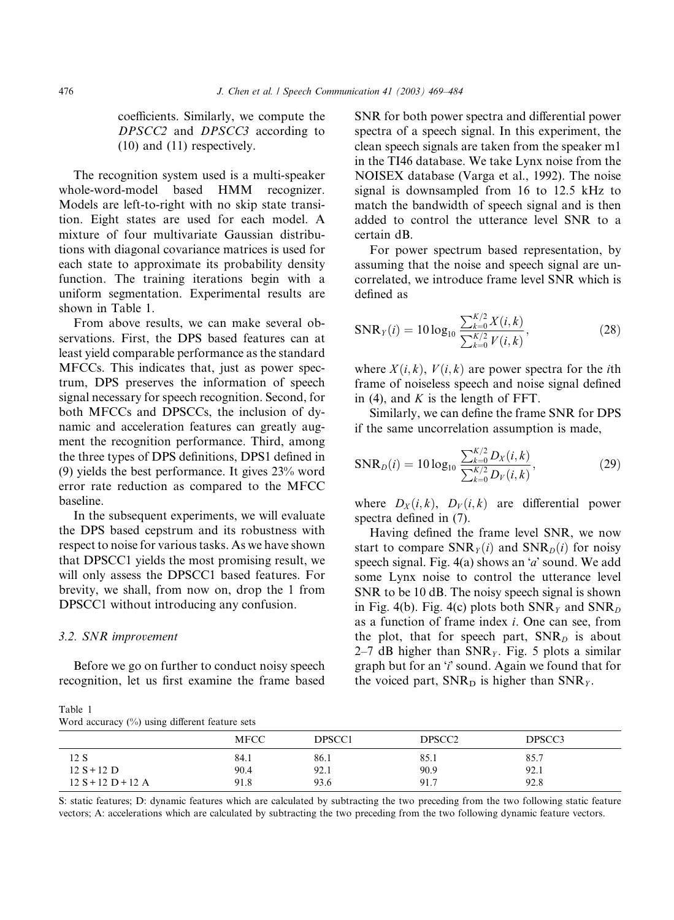coefficients. Similarly, we compute the *DPSCC2* and *DPSCC3* according to (10) and (11) respectively.

The recognition system used is a multi-speaker whole-word-model based HMM recognizer. Models are left-to-right with no skip state transition. Eight states are used for each model. A mixture of four multivariate Gaussian distributions with diagonal covariance matrices is used for each state to approximate its probability density function. The training iterations begin with a uniform segmentation. Experimental results are shown in Table 1.

From above results, we can make several observations. First, the DPS based features can at least yield comparable performance as the standard MFCCs. This indicates that, just as power spectrum, DPS preserves the information of speech signal necessary for speech recognition. Second, for both MFCCs and DPSCCs, the inclusion of dynamic and acceleration features can greatly augment the recognition performance. Third, among the three types of DPS definitions, DPS1 defined in (9) yields the best performance. It gives 23% word error rate reduction as compared to the MFCC baseline.

In the subsequent experiments, we will evaluate the DPS based cepstrum and its robustness with respect to noise for various tasks. As we have shown that DPSCC1 yields the most promising result, we will only assess the DPSCC1 based features. For brevity, we shall, from now on, drop the 1 from DPSCC1 without introducing any confusion.

### 3.2. SNR improvement

Before we go on further to conduct noisy speech recognition, let us first examine the frame based SNR for both power spectra and differential power spectra of a speech signal. In this experiment, the clean speech signals are taken from the speaker m1 in the TI46 database. We take Lynx noise from the NOISEX database (Varga et al., 1992). The noise signal is downsampled from 16 to 12.5 kHz to match the bandwidth of speech signal and is then added to control the utterance level SNR to a certain dB.

For power spectrum based representation, by assuming that the noise and speech signal are uncorrelated, we introduce frame level SNR which is defined as

$$\mathrm{SNR}_Y(i) = 10\log_{10}\frac{\sum_{k=0}^{K/2} X(i,k)}{\sum_{k=0}^{K/2} V(i,k)}, \tag{28}$$

where $X(i,k)$, $V(i,k)$ are power spectra for the $i$th frame of noiseless speech and noise signal defined in (4), and $K$ is the length of FFT.

Similarly, we can define the frame SNR for DPS if the same uncorrelation assumption is made,

$$\mathrm{SNR}_D(i) = 10\log_{10}\frac{\sum_{k=0}^{K/2} D_X(i,k)}{\sum_{k=0}^{K/2} D_V(i,k)}, \tag{29}$$

where $D_X(i,k)$, $D_V(i,k)$ are differential power spectra defined in (7).

Having defined the frame level SNR, we now start to compare $\mathrm{SNR}_Y(i)$ and $\mathrm{SNR}_D(i)$ for noisy speech signal. Fig. 4(a) shows an '*a*' sound. We add some Lynx noise to control the utterance level SNR to be 10 dB. The noisy speech signal is shown in Fig. 4(b). Fig. 4(c) plots both $\mathrm{SNR}_Y$ and $\mathrm{SNR}_D$ as a function of frame index $i$. One can see, from the plot, that for speech part, $\mathrm{SNR}_D$ is about 2–7 dB higher than $\mathrm{SNR}_Y$. Fig. 5 plots a similar graph but for an '*i*' sound. Again we found that for the voiced part, $\mathrm{SNR}_\mathrm{D}$ is higher than $\mathrm{SNR}_Y$.

Table 1
Word accuracy (%) using different feature sets

| | MFCC | DPSCC1 | DPSCC2 | DPSCC3 |
|---|---|---|---|---|
| 12 S | 84.1 | 86.1 | 85.1 | 85.7 |
| 12 S + 12 D | 90.4 | 92.1 | 90.9 | 92.1 |
| 12 S + 12 D + 12 A | 91.8 | 93.6 | 91.7 | 92.8 |

S: static features; D: dynamic features which are calculated by subtracting the two preceding from the two following static feature vectors; A: accelerations which are calculated by subtracting the two preceding from the two following dynamic feature vectors.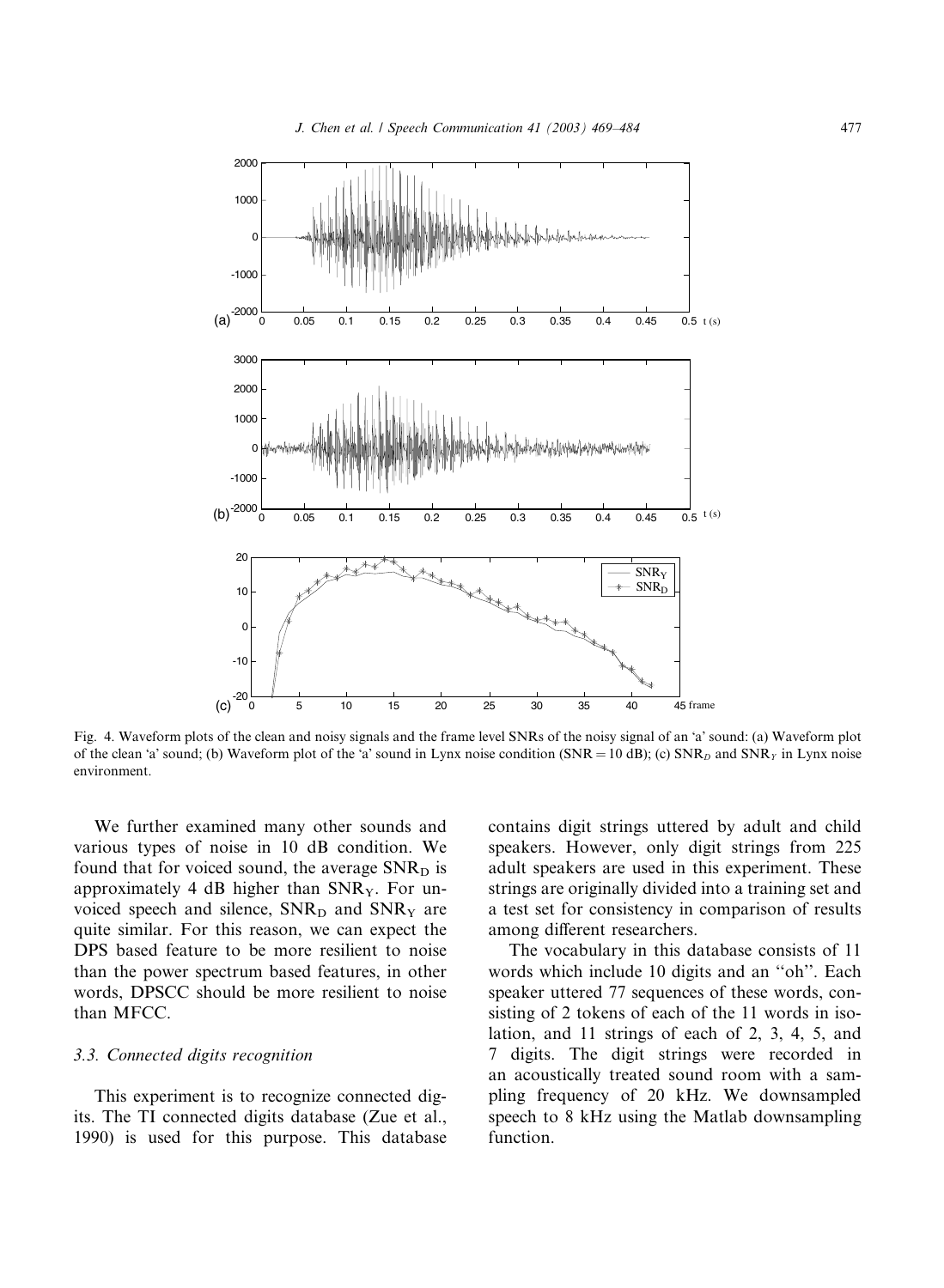Fig. 4. Waveform plots of the clean and noisy signals and the frame level SNRs of the noisy signal of an 'a' sound: (a) Waveform plot of the clean 'a' sound; (b) Waveform plot of the 'a' sound in Lynx noise condition (SNR = 10 dB); (c) $\text{SNR}_D$ and $\text{SNR}_Y$ in Lynx noise environment.

We further examined many other sounds and various types of noise in 10 dB condition. We found that for voiced sound, the average $\text{SNR}_\text{D}$ is approximately 4 dB higher than $\text{SNR}_\text{Y}$. For unvoiced speech and silence, $\text{SNR}_\text{D}$ and $\text{SNR}_\text{Y}$ are quite similar. For this reason, we can expect the DPS based feature to be more resilient to noise than the power spectrum based features, in other words, DPSCC should be more resilient to noise than MFCC.

### 3.3. Connected digits recognition

This experiment is to recognize connected digits. The TI connected digits database (Zue et al., 1990) is used for this purpose. This database contains digit strings uttered by adult and child speakers. However, only digit strings from 225 adult speakers are used in this experiment. These strings are originally divided into a training set and a test set for consistency in comparison of results among different researchers.

The vocabulary in this database consists of 11 words which include 10 digits and an "oh". Each speaker uttered 77 sequences of these words, consisting of 2 tokens of each of the 11 words in isolation, and 11 strings of each of 2, 3, 4, 5, and 7 digits. The digit strings were recorded in an acoustically treated sound room with a sampling frequency of 20 kHz. We downsampled speech to 8 kHz using the Matlab downsampling function.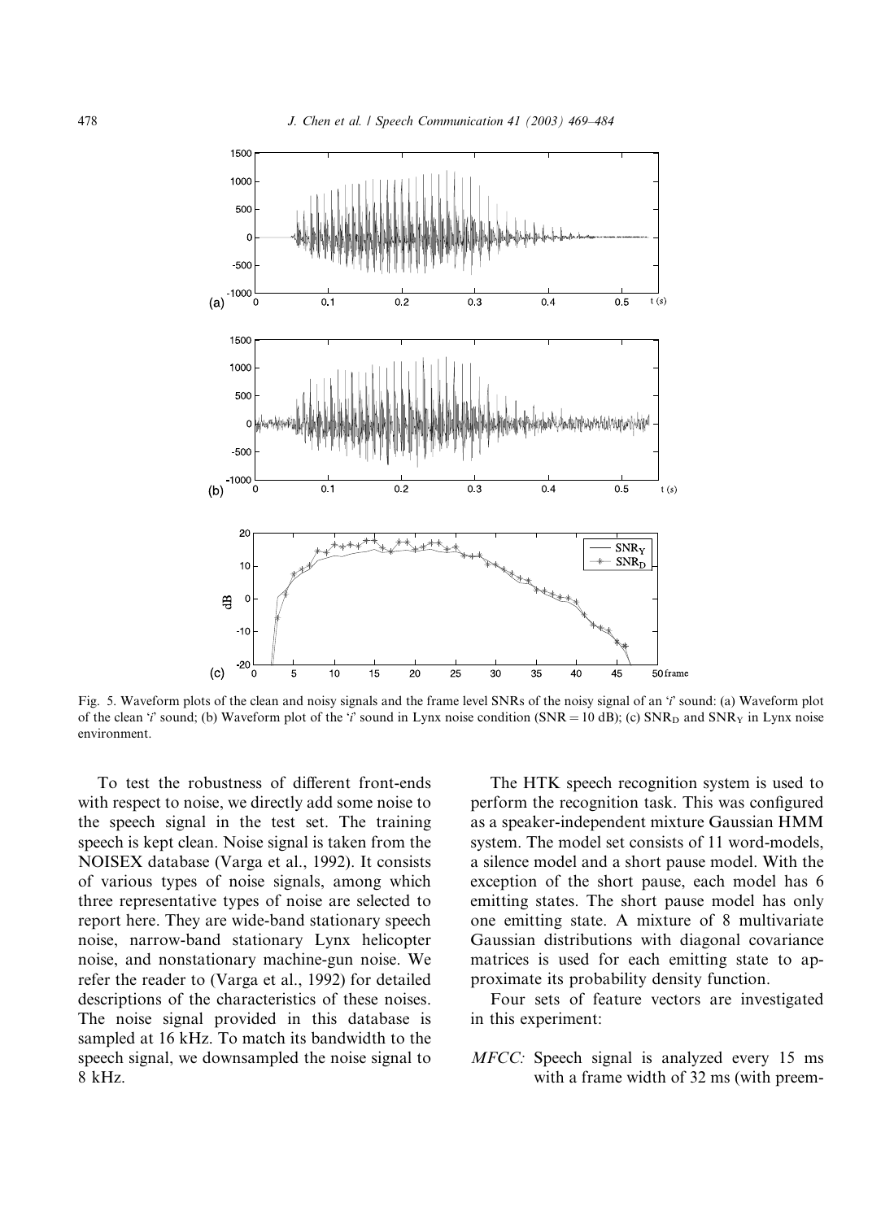Fig. 5. Waveform plots of the clean and noisy signals and the frame level SNRs of the noisy signal of an 'i' sound: (a) Waveform plot of the clean 'i' sound; (b) Waveform plot of the 'i' sound in Lynx noise condition (SNR = 10 dB); (c) $SNR_D$ and $SNR_Y$ in Lynx noise environment.

To test the robustness of different front-ends with respect to noise, we directly add some noise to the speech signal in the test set. The training speech is kept clean. Noise signal is taken from the NOISEX database (Varga et al., 1992). It consists of various types of noise signals, among which three representative types of noise are selected to report here. They are wide-band stationary speech noise, narrow-band stationary Lynx helicopter noise, and nonstationary machine-gun noise. We refer the reader to (Varga et al., 1992) for detailed descriptions of the characteristics of these noises. The noise signal provided in this database is sampled at 16 kHz. To match its bandwidth to the speech signal, we downsampled the noise signal to 8 kHz.

The HTK speech recognition system is used to perform the recognition task. This was configured as a speaker-independent mixture Gaussian HMM system. The model set consists of 11 word-models, a silence model and a short pause model. With the exception of the short pause, each model has 6 emitting states. The short pause model has only one emitting state. A mixture of 8 multivariate Gaussian distributions with diagonal covariance matrices is used for each emitting state to approximate its probability density function.

Four sets of feature vectors are investigated in this experiment:

*MFCC:* Speech signal is analyzed every 15 ms with a frame width of 32 ms (with preem-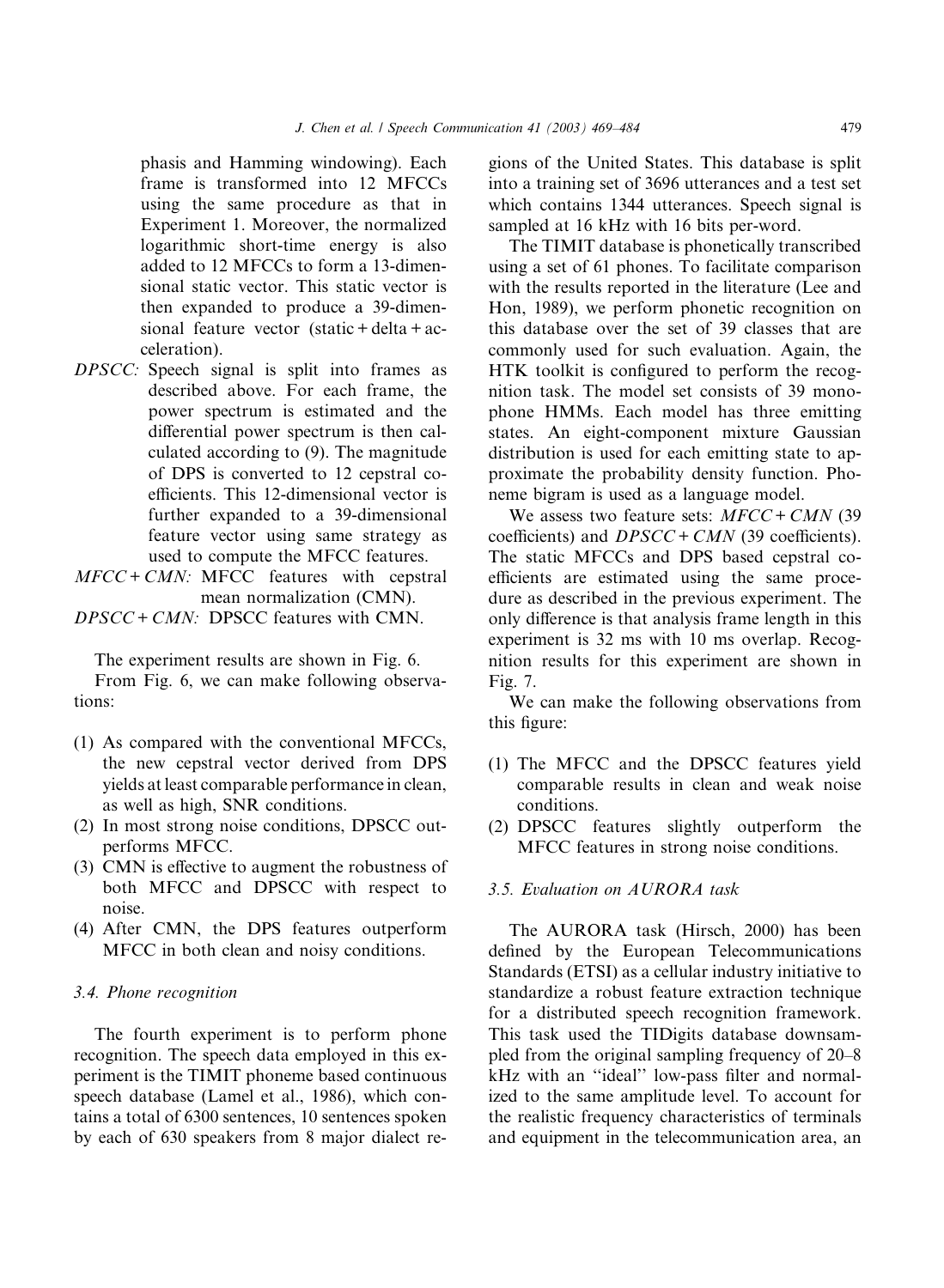phasis and Hamming windowing). Each frame is transformed into 12 MFCCs using the same procedure as that in Experiment 1. Moreover, the normalized logarithmic short-time energy is also added to 12 MFCCs to form a 13-dimensional static vector. This static vector is then expanded to produce a 39-dimensional feature vector (static + delta + acceleration).

*DPSCC:* Speech signal is split into frames as described above. For each frame, the power spectrum is estimated and the differential power spectrum is then calculated according to (9). The magnitude of DPS is converted to 12 cepstral coefficients. This 12-dimensional vector is further expanded to a 39-dimensional feature vector using same strategy as used to compute the MFCC features.

*MFCC + CMN:* MFCC features with cepstral mean normalization (CMN).

*DPSCC + CMN:* DPSCC features with CMN.

The experiment results are shown in Fig. 6.

From Fig. 6, we can make following observations:

(1) As compared with the conventional MFCCs, the new cepstral vector derived from DPS yields at least comparable performance in clean, as well as high, SNR conditions.
(2) In most strong noise conditions, DPSCC outperforms MFCC.
(3) CMN is effective to augment the robustness of both MFCC and DPSCC with respect to noise.
(4) After CMN, the DPS features outperform MFCC in both clean and noisy conditions.

### 3.4. Phone recognition

The fourth experiment is to perform phone recognition. The speech data employed in this experiment is the TIMIT phoneme based continuous speech database (Lamel et al., 1986), which contains a total of 6300 sentences, 10 sentences spoken by each of 630 speakers from 8 major dialect regions of the United States. This database is split into a training set of 3696 utterances and a test set which contains 1344 utterances. Speech signal is sampled at 16 kHz with 16 bits per-word.

The TIMIT database is phonetically transcribed using a set of 61 phones. To facilitate comparison with the results reported in the literature (Lee and Hon, 1989), we perform phonetic recognition on this database over the set of 39 classes that are commonly used for such evaluation. Again, the HTK toolkit is configured to perform the recognition task. The model set consists of 39 monophone HMMs. Each model has three emitting states. An eight-component mixture Gaussian distribution is used for each emitting state to approximate the probability density function. Phoneme bigram is used as a language model.

We assess two feature sets: *MFCC + CMN* (39 coefficients) and *DPSCC + CMN* (39 coefficients). The static MFCCs and DPS based cepstral coefficients are estimated using the same procedure as described in the previous experiment. The only difference is that analysis frame length in this experiment is 32 ms with 10 ms overlap. Recognition results for this experiment are shown in Fig. 7.

We can make the following observations from this figure:

(1) The MFCC and the DPSCC features yield comparable results in clean and weak noise conditions.
(2) DPSCC features slightly outperform the MFCC features in strong noise conditions.

### 3.5. Evaluation on AURORA task

The AURORA task (Hirsch, 2000) has been defined by the European Telecommunications Standards (ETSI) as a cellular industry initiative to standardize a robust feature extraction technique for a distributed speech recognition framework. This task used the TIDigits database downsampled from the original sampling frequency of 20–8 kHz with an "ideal" low-pass filter and normalized to the same amplitude level. To account for the realistic frequency characteristics of terminals and equipment in the telecommunication area, an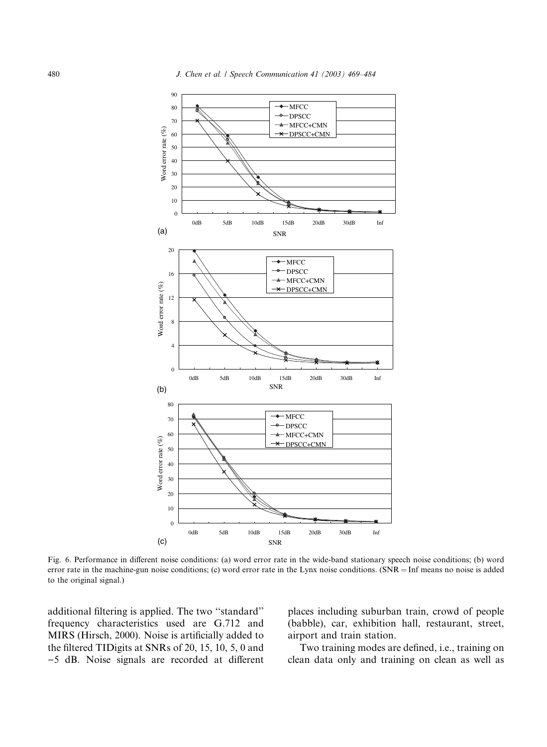Fig. 6. Performance in different noise conditions: (a) word error rate in the wide-band stationary speech noise conditions; (b) word error rate in the machine-gun noise conditions; (c) word error rate in the Lynx noise conditions. (SNR = Inf means no noise is added to the original signal.)

additional filtering is applied. The two ''standard'' frequency characteristics used are G.712 and MIRS (Hirsch, 2000). Noise is artificially added to the filtered TIDigits at SNRs of 20, 15, 10, 5, 0 and −5 dB. Noise signals are recorded at different places including suburban train, crowd of people (babble), car, exhibition hall, restaurant, street, airport and train station.

Two training modes are defined, i.e., training on clean data only and training on clean as well as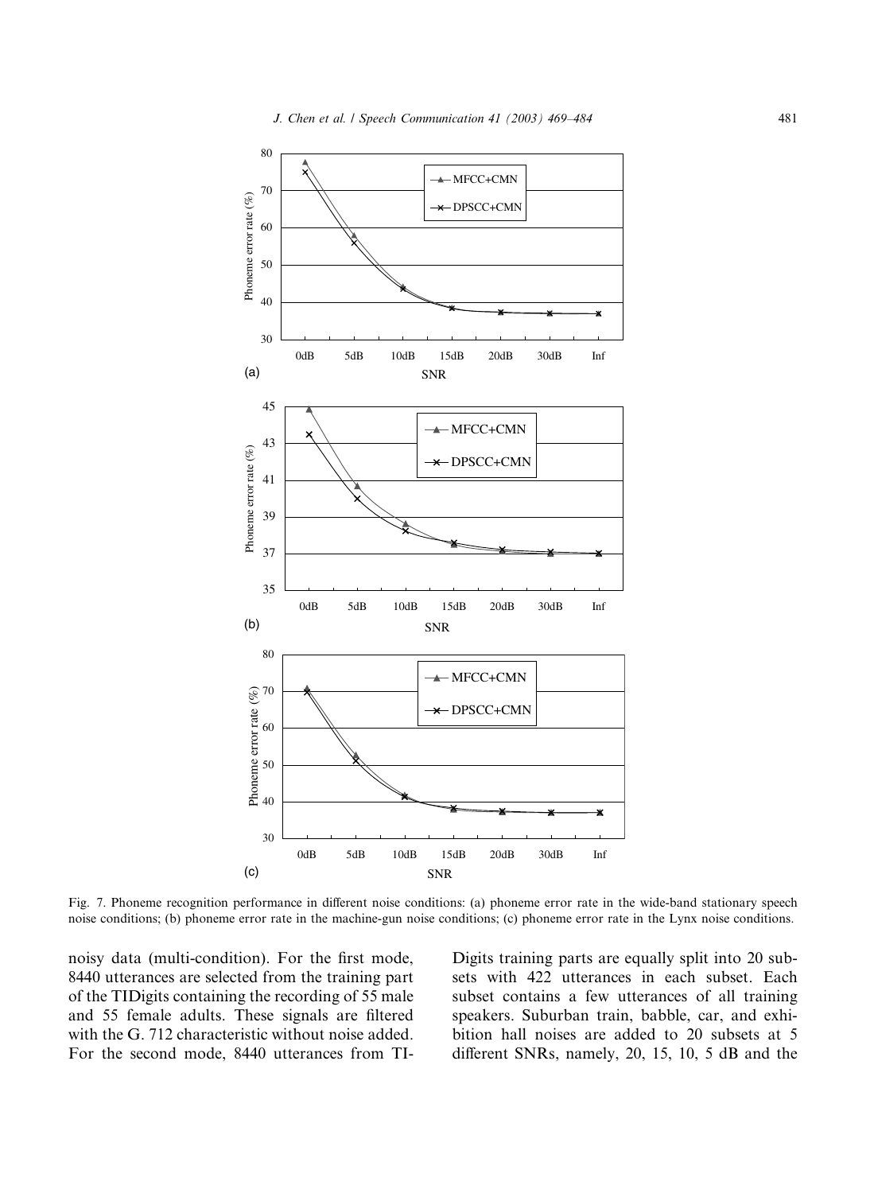Fig. 7. Phoneme recognition performance in different noise conditions: (a) phoneme error rate in the wide-band stationary speech noise conditions; (b) phoneme error rate in the machine-gun noise conditions; (c) phoneme error rate in the Lynx noise conditions.

noisy data (multi-condition). For the first mode, 8440 utterances are selected from the training part of the TIDigits containing the recording of 55 male and 55 female adults. These signals are filtered with the G. 712 characteristic without noise added. For the second mode, 8440 utterances from TIDigits training parts are equally split into 20 subsets with 422 utterances in each subset. Each subset contains a few utterances of all training speakers. Suburban train, babble, car, and exhibition hall noises are added to 20 subsets at 5 different SNRs, namely, 20, 15, 10, 5 dB and the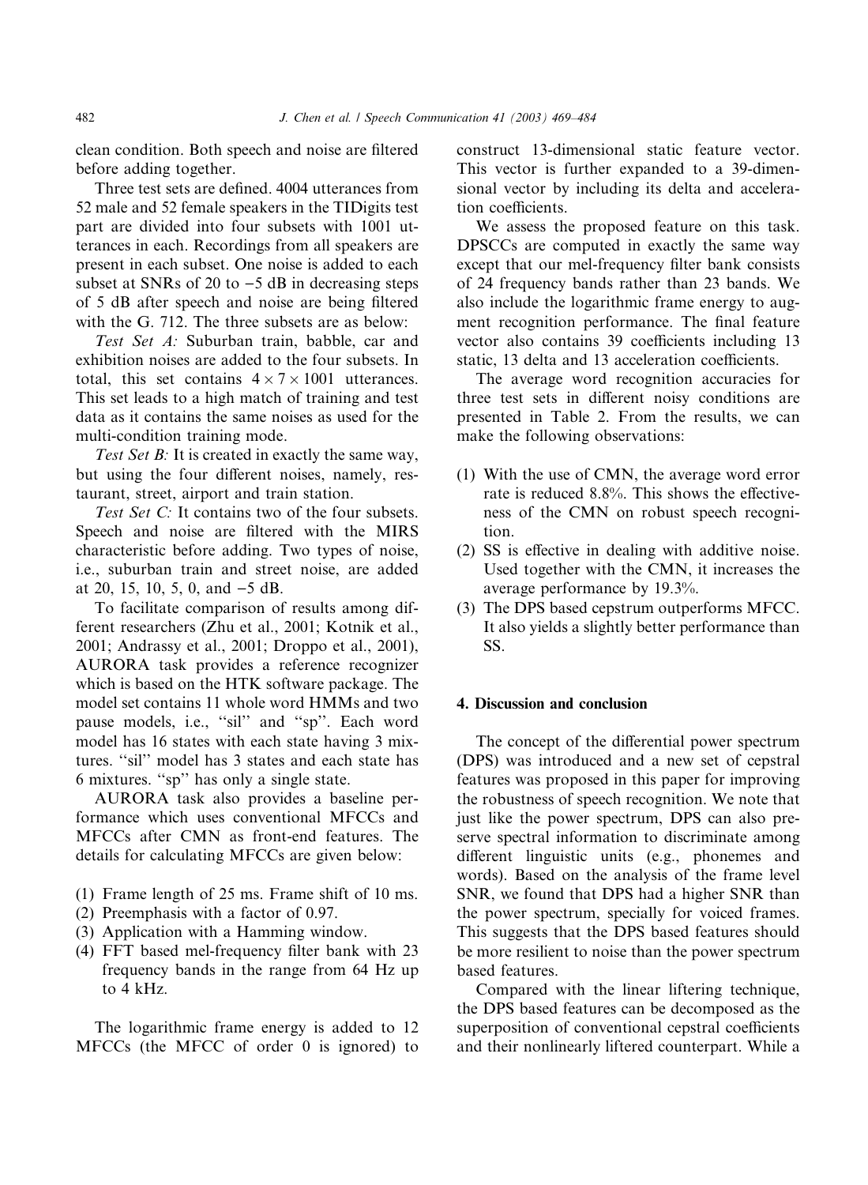clean condition. Both speech and noise are filtered before adding together.

Three test sets are defined. 4004 utterances from 52 male and 52 female speakers in the TIDigits test part are divided into four subsets with 1001 utterances in each. Recordings from all speakers are present in each subset. One noise is added to each subset at SNRs of 20 to −5 dB in decreasing steps of 5 dB after speech and noise are being filtered with the G. 712. The three subsets are as below:

*Test Set A:* Suburban train, babble, car and exhibition noises are added to the four subsets. In total, this set contains $4 \times 7 \times 1001$ utterances. This set leads to a high match of training and test data as it contains the same noises as used for the multi-condition training mode.

*Test Set B:* It is created in exactly the same way, but using the four different noises, namely, restaurant, street, airport and train station.

*Test Set C:* It contains two of the four subsets. Speech and noise are filtered with the MIRS characteristic before adding. Two types of noise, i.e., suburban train and street noise, are added at 20, 15, 10, 5, 0, and −5 dB.

To facilitate comparison of results among different researchers (Zhu et al., 2001; Kotnik et al., 2001; Andrassy et al., 2001; Droppo et al., 2001), AURORA task provides a reference recognizer which is based on the HTK software package. The model set contains 11 whole word HMMs and two pause models, i.e., "sil" and "sp". Each word model has 16 states with each state having 3 mixtures. "sil" model has 3 states and each state has 6 mixtures. "sp" has only a single state.

AURORA task also provides a baseline performance which uses conventional MFCCs and MFCCs after CMN as front-end features. The details for calculating MFCCs are given below:

(1) Frame length of 25 ms. Frame shift of 10 ms.
(2) Preemphasis with a factor of 0.97.
(3) Application with a Hamming window.
(4) FFT based mel-frequency filter bank with 23 frequency bands in the range from 64 Hz up to 4 kHz.

The logarithmic frame energy is added to 12 MFCCs (the MFCC of order 0 is ignored) to construct 13-dimensional static feature vector. This vector is further expanded to a 39-dimensional vector by including its delta and acceleration coefficients.

We assess the proposed feature on this task. DPSCCs are computed in exactly the same way except that our mel-frequency filter bank consists of 24 frequency bands rather than 23 bands. We also include the logarithmic frame energy to augment recognition performance. The final feature vector also contains 39 coefficients including 13 static, 13 delta and 13 acceleration coefficients.

The average word recognition accuracies for three test sets in different noisy conditions are presented in Table 2. From the results, we can make the following observations:

(1) With the use of CMN, the average word error rate is reduced 8.8%. This shows the effectiveness of the CMN on robust speech recognition.
(2) SS is effective in dealing with additive noise. Used together with the CMN, it increases the average performance by 19.3%.
(3) The DPS based cepstrum outperforms MFCC. It also yields a slightly better performance than SS.

## 4. Discussion and conclusion

The concept of the differential power spectrum (DPS) was introduced and a new set of cepstral features was proposed in this paper for improving the robustness of speech recognition. We note that just like the power spectrum, DPS can also preserve spectral information to discriminate among different linguistic units (e.g., phonemes and words). Based on the analysis of the frame level SNR, we found that DPS had a higher SNR than the power spectrum, specially for voiced frames. This suggests that the DPS based features should be more resilient to noise than the power spectrum based features.

Compared with the linear liftering technique, the DPS based features can be decomposed as the superposition of conventional cepstral coefficients and their nonlinearly liftered counterpart. While a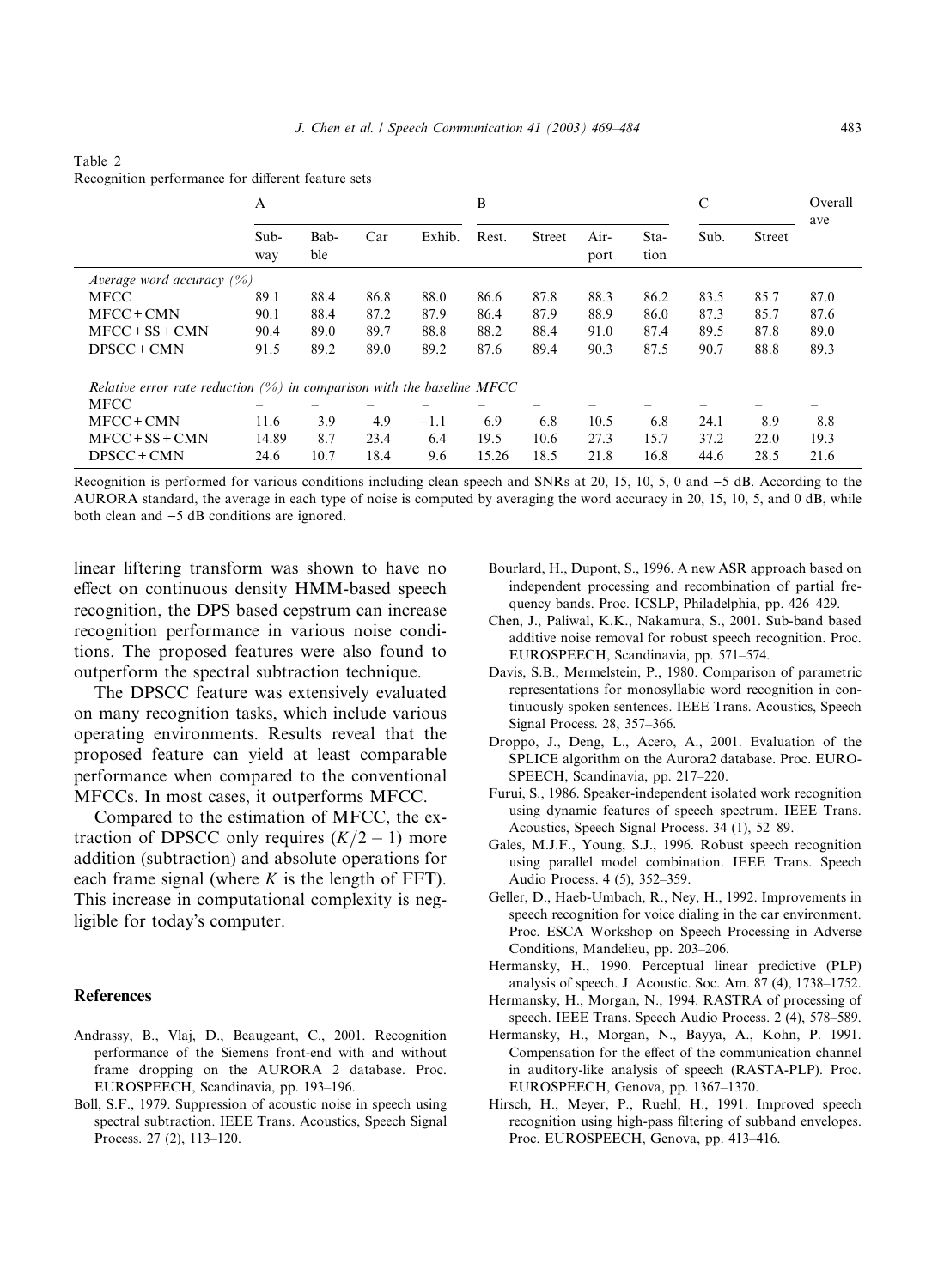Table 2
Recognition performance for different feature sets

| | A | | | | B | | | | C | | Overall ave |
|---|---|---|---|---|---|---|---|---|---|---|---|
| | Subway | Babble | Car | Exhib. | Rest. | Street | Airport | Station | Sub. | Street | |
| *Average word accuracy (%)* | | | | | | | | | | | |
| MFCC | 89.1 | 88.4 | 86.8 | 88.0 | 86.6 | 87.8 | 88.3 | 86.2 | 83.5 | 85.7 | 87.0 |
| MFCC + CMN | 90.1 | 88.4 | 87.2 | 87.9 | 86.4 | 87.9 | 88.9 | 86.0 | 87.3 | 85.7 | 87.6 |
| MFCC + SS + CMN | 90.4 | 89.0 | 89.7 | 88.8 | 88.2 | 88.4 | 91.0 | 87.4 | 89.5 | 87.8 | 89.0 |
| DPSCC + CMN | 91.5 | 89.2 | 89.0 | 89.2 | 87.6 | 89.4 | 90.3 | 87.5 | 90.7 | 88.8 | 89.3 |
| *Relative error rate reduction (%) in comparison with the baseline MFCC* | | | | | | | | | | | |
| MFCC | – | – | – | – | – | – | – | – | – | – | – |
| MFCC + CMN | 11.6 | 3.9 | 4.9 | −1.1 | 6.9 | 6.8 | 10.5 | 6.8 | 24.1 | 8.9 | 8.8 |
| MFCC + SS + CMN | 14.89 | 8.7 | 23.4 | 6.4 | 19.5 | 10.6 | 27.3 | 15.7 | 37.2 | 22.0 | 19.3 |
| DPSCC + CMN | 24.6 | 10.7 | 18.4 | 9.6 | 15.26 | 18.5 | 21.8 | 16.8 | 44.6 | 28.5 | 21.6 |

Recognition is performed for various conditions including clean speech and SNRs at 20, 15, 10, 5, 0 and −5 dB. According to the AURORA standard, the average in each type of noise is computed by averaging the word accuracy in 20, 15, 10, 5, and 0 dB, while both clean and −5 dB conditions are ignored.

linear liftering transform was shown to have no effect on continuous density HMM-based speech recognition, the DPS based cepstrum can increase recognition performance in various noise conditions. The proposed features were also found to outperform the spectral subtraction technique.

The DPSCC feature was extensively evaluated on many recognition tasks, which include various operating environments. Results reveal that the proposed feature can yield at least comparable performance when compared to the conventional MFCCs. In most cases, it outperforms MFCC.

Compared to the estimation of MFCC, the extraction of DPSCC only requires $(K/2 - 1)$ more addition (subtraction) and absolute operations for each frame signal (where $K$ is the length of FFT). This increase in computational complexity is negligible for today's computer.

## References

- Andrassy, B., Vlaj, D., Beaugeant, C., 2001. Recognition performance of the Siemens front-end with and without frame dropping on the AURORA 2 database. Proc. EUROSPEECH, Scandinavia, pp. 193–196.
- Boll, S.F., 1979. Suppression of acoustic noise in speech using spectral subtraction. IEEE Trans. Acoustics, Speech Signal Process. 27 (2), 113–120.
- Bourlard, H., Dupont, S., 1996. A new ASR approach based on independent processing and recombination of partial frequency bands. Proc. ICSLP, Philadelphia, pp. 426–429.
- Chen, J., Paliwal, K.K., Nakamura, S., 2001. Sub-band based additive noise removal for robust speech recognition. Proc. EUROSPEECH, Scandinavia, pp. 571–574.
- Davis, S.B., Mermelstein, P., 1980. Comparison of parametric representations for monosyllabic word recognition in continuously spoken sentences. IEEE Trans. Acoustics, Speech Signal Process. 28, 357–366.
- Droppo, J., Deng, L., Acero, A., 2001. Evaluation of the SPLICE algorithm on the Aurora2 database. Proc. EUROSPEECH, Scandinavia, pp. 217–220.
- Furui, S., 1986. Speaker-independent isolated work recognition using dynamic features of speech spectrum. IEEE Trans. Acoustics, Speech Signal Process. 34 (1), 52–89.
- Gales, M.J.F., Young, S.J., 1996. Robust speech recognition using parallel model combination. IEEE Trans. Speech Audio Process. 4 (5), 352–359.
- Geller, D., Haeb-Umbach, R., Ney, H., 1992. Improvements in speech recognition for voice dialing in the car environment. Proc. ESCA Workshop on Speech Processing in Adverse Conditions, Mandelieu, pp. 203–206.
- Hermansky, H., 1990. Perceptual linear predictive (PLP) analysis of speech. J. Acoustic. Soc. Am. 87 (4), 1738–1752.
- Hermansky, H., Morgan, N., 1994. RASTRA of processing of speech. IEEE Trans. Speech Audio Process. 2 (4), 578–589.
- Hermansky, H., Morgan, N., Bayya, A., Kohn, P. 1991. Compensation for the effect of the communication channel in auditory-like analysis of speech (RASTA-PLP). Proc. EUROSPEECH, Genova, pp. 1367–1370.
- Hirsch, H., Meyer, P., Ruehl, H., 1991. Improved speech recognition using high-pass filtering of subband envelopes. Proc. EUROSPEECH, Genova, pp. 413–416.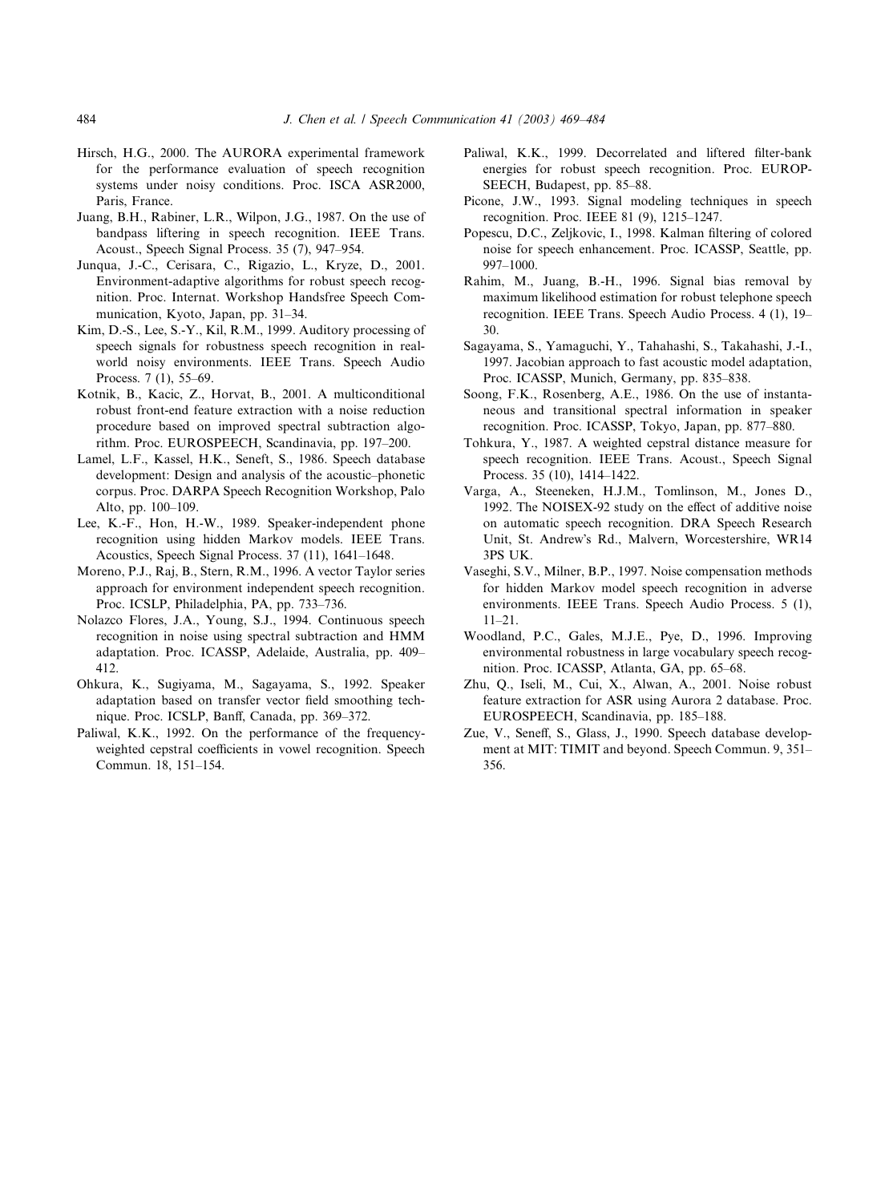Hirsch, H.G., 2000. The AURORA experimental framework for the performance evaluation of speech recognition systems under noisy conditions. Proc. ISCA ASR2000, Paris, France.

Juang, B.H., Rabiner, L.R., Wilpon, J.G., 1987. On the use of bandpass liftering in speech recognition. IEEE Trans. Acoust., Speech Signal Process. 35 (7), 947–954.

Junqua, J.-C., Cerisara, C., Rigazio, L., Kryze, D., 2001. Environment-adaptive algorithms for robust speech recognition. Proc. Internat. Workshop Handsfree Speech Communication, Kyoto, Japan, pp. 31–34.

Kim, D.-S., Lee, S.-Y., Kil, R.M., 1999. Auditory processing of speech signals for robustness speech recognition in real-world noisy environments. IEEE Trans. Speech Audio Process. 7 (1), 55–69.

Kotnik, B., Kacic, Z., Horvat, B., 2001. A multiconditional robust front-end feature extraction with a noise reduction procedure based on improved spectral subtraction algorithm. Proc. EUROSPEECH, Scandinavia, pp. 197–200.

Lamel, L.F., Kassel, H.K., Seneft, S., 1986. Speech database development: Design and analysis of the acoustic–phonetic corpus. Proc. DARPA Speech Recognition Workshop, Palo Alto, pp. 100–109.

Lee, K.-F., Hon, H.-W., 1989. Speaker-independent phone recognition using hidden Markov models. IEEE Trans. Acoustics, Speech Signal Process. 37 (11), 1641–1648.

Moreno, P.J., Raj, B., Stern, R.M., 1996. A vector Taylor series approach for environment independent speech recognition. Proc. ICSLP, Philadelphia, PA, pp. 733–736.

Nolazco Flores, J.A., Young, S.J., 1994. Continuous speech recognition in noise using spectral subtraction and HMM adaptation. Proc. ICASSP, Adelaide, Australia, pp. 409–412.

Ohkura, K., Sugiyama, M., Sagayama, S., 1992. Speaker adaptation based on transfer vector field smoothing technique. Proc. ICSLP, Banff, Canada, pp. 369–372.

Paliwal, K.K., 1992. On the performance of the frequency-weighted cepstral coefficients in vowel recognition. Speech Commun. 18, 151–154.

Paliwal, K.K., 1999. Decorrelated and liftered filter-bank energies for robust speech recognition. Proc. EUROPSEECH, Budapest, pp. 85–88.

Picone, J.W., 1993. Signal modeling techniques in speech recognition. Proc. IEEE 81 (9), 1215–1247.

Popescu, D.C., Zeljkovic, I., 1998. Kalman filtering of colored noise for speech enhancement. Proc. ICASSP, Seattle, pp. 997–1000.

Rahim, M., Juang, B.-H., 1996. Signal bias removal by maximum likelihood estimation for robust telephone speech recognition. IEEE Trans. Speech Audio Process. 4 (1), 19–30.

Sagayama, S., Yamaguchi, Y., Tahahashi, S., Takahashi, J.-I., 1997. Jacobian approach to fast acoustic model adaptation, Proc. ICASSP, Munich, Germany, pp. 835–838.

Soong, F.K., Rosenberg, A.E., 1986. On the use of instantaneous and transitional spectral information in speaker recognition. Proc. ICASSP, Tokyo, Japan, pp. 877–880.

Tohkura, Y., 1987. A weighted cepstral distance measure for speech recognition. IEEE Trans. Acoust., Speech Signal Process. 35 (10), 1414–1422.

Varga, A., Steeneken, H.J.M., Tomlinson, M., Jones D., 1992. The NOISEX-92 study on the effect of additive noise on automatic speech recognition. DRA Speech Research Unit, St. Andrew's Rd., Malvern, Worcestershire, WR14 3PS UK.

Vaseghi, S.V., Milner, B.P., 1997. Noise compensation methods for hidden Markov model speech recognition in adverse environments. IEEE Trans. Speech Audio Process. 5 (1), 11–21.

Woodland, P.C., Gales, M.J.E., Pye, D., 1996. Improving environmental robustness in large vocabulary speech recognition. Proc. ICASSP, Atlanta, GA, pp. 65–68.

Zhu, Q., Iseli, M., Cui, X., Alwan, A., 2001. Noise robust feature extraction for ASR using Aurora 2 database. Proc. EUROSPEECH, Scandinavia, pp. 185–188.

Zue, V., Seneff, S., Glass, J., 1990. Speech database development at MIT: TIMIT and beyond. Speech Commun. 9, 351–356.